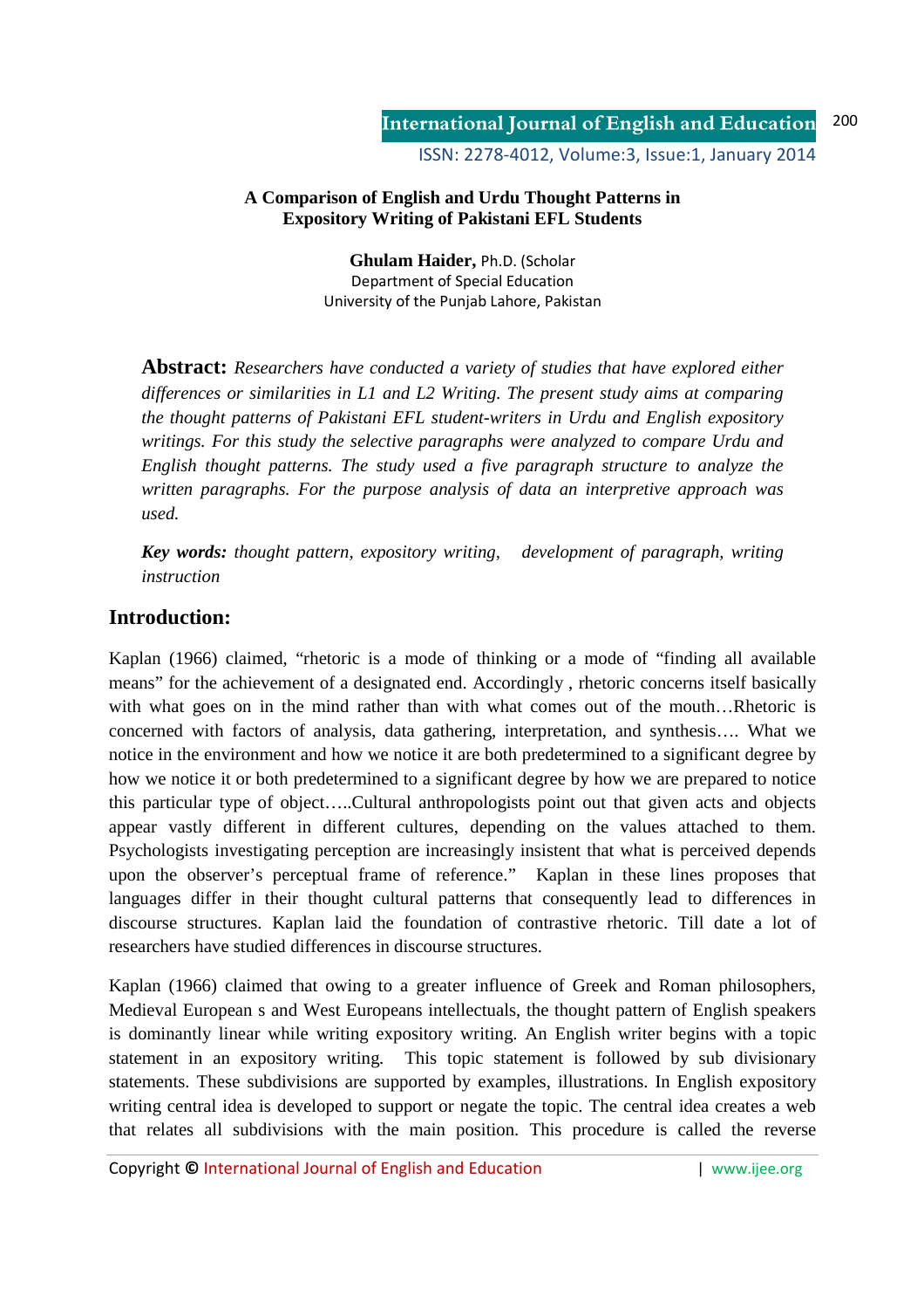# A Comparison of English and Urdu Thought Patterns in Expository Writing of Pakistani EFL Students

**Ghulam Haider,** Ph.D. (Scholar
Department of Special Education
University of the Punjab Lahore, Pakistan

**Abstract:** *Researchers have conducted a variety of studies that have explored either differences or similarities in L1 and L2 Writing. The present study aims at comparing the thought patterns of Pakistani EFL student-writers in Urdu and English expository writings. For this study the selective paragraphs were analyzed to compare Urdu and English thought patterns. The study used a five paragraph structure to analyze the written paragraphs. For the purpose analysis of data an interpretive approach was used.*

***Key words:*** *thought pattern, expository writing, development of paragraph, writing instruction*

## Introduction:

Kaplan (1966) claimed, "rhetoric is a mode of thinking or a mode of "finding all available means" for the achievement of a designated end. Accordingly , rhetoric concerns itself basically with what goes on in the mind rather than with what comes out of the mouth…Rhetoric is concerned with factors of analysis, data gathering, interpretation, and synthesis…. What we notice in the environment and how we notice it are both predetermined to a significant degree by how we notice it or both predetermined to a significant degree by how we are prepared to notice this particular type of object…..Cultural anthropologists point out that given acts and objects appear vastly different in different cultures, depending on the values attached to them. Psychologists investigating perception are increasingly insistent that what is perceived depends upon the observer's perceptual frame of reference." Kaplan in these lines proposes that languages differ in their thought cultural patterns that consequently lead to differences in discourse structures. Kaplan laid the foundation of contrastive rhetoric. Till date a lot of researchers have studied differences in discourse structures.

Kaplan (1966) claimed that owing to a greater influence of Greek and Roman philosophers, Medieval European s and West Europeans intellectuals, the thought pattern of English speakers is dominantly linear while writing expository writing. An English writer begins with a topic statement in an expository writing. This topic statement is followed by sub divisionary statements. These subdivisions are supported by examples, illustrations. In English expository writing central idea is developed to support or negate the topic. The central idea creates a web that relates all subdivisions with the main position. This procedure is called the reverse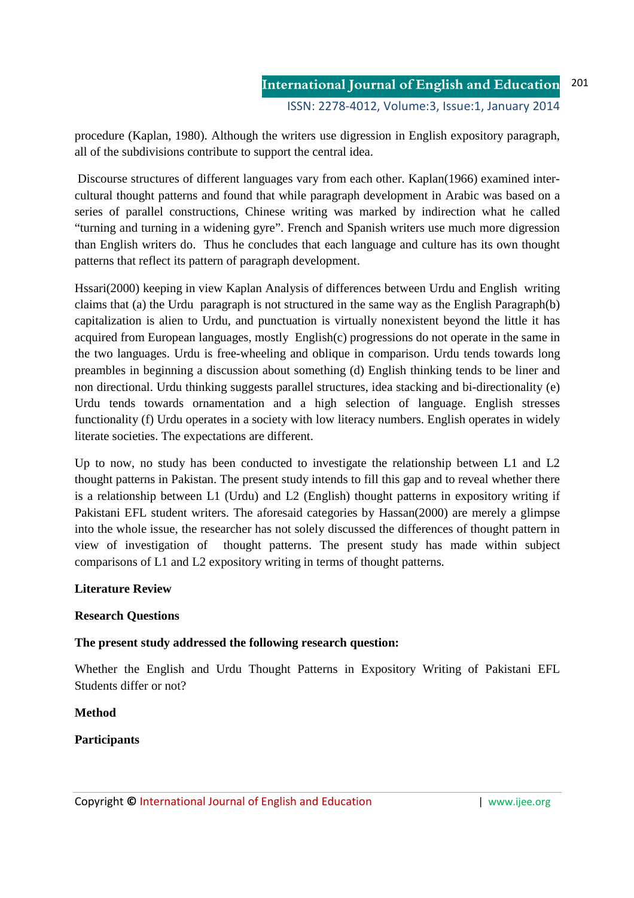procedure (Kaplan, 1980). Although the writers use digression in English expository paragraph, all of the subdivisions contribute to support the central idea.

Discourse structures of different languages vary from each other. Kaplan(1966) examined inter-cultural thought patterns and found that while paragraph development in Arabic was based on a series of parallel constructions, Chinese writing was marked by indirection what he called "turning and turning in a widening gyre". French and Spanish writers use much more digression than English writers do. Thus he concludes that each language and culture has its own thought patterns that reflect its pattern of paragraph development.

Hssari(2000) keeping in view Kaplan Analysis of differences between Urdu and English writing claims that (a) the Urdu paragraph is not structured in the same way as the English Paragraph(b) capitalization is alien to Urdu, and punctuation is virtually nonexistent beyond the little it has acquired from European languages, mostly English(c) progressions do not operate in the same in the two languages. Urdu is free-wheeling and oblique in comparison. Urdu tends towards long preambles in beginning a discussion about something (d) English thinking tends to be liner and non directional. Urdu thinking suggests parallel structures, idea stacking and bi-directionality (e) Urdu tends towards ornamentation and a high selection of language. English stresses functionality (f) Urdu operates in a society with low literacy numbers. English operates in widely literate societies. The expectations are different.

Up to now, no study has been conducted to investigate the relationship between L1 and L2 thought patterns in Pakistan. The present study intends to fill this gap and to reveal whether there is a relationship between L1 (Urdu) and L2 (English) thought patterns in expository writing if Pakistani EFL student writers. The aforesaid categories by Hassan(2000) are merely a glimpse into the whole issue, the researcher has not solely discussed the differences of thought pattern in view of investigation of thought patterns. The present study has made within subject comparisons of L1 and L2 expository writing in terms of thought patterns.

**Literature Review**

**Research Questions**

**The present study addressed the following research question:**

Whether the English and Urdu Thought Patterns in Expository Writing of Pakistani EFL Students differ or not?

**Method**

**Participants**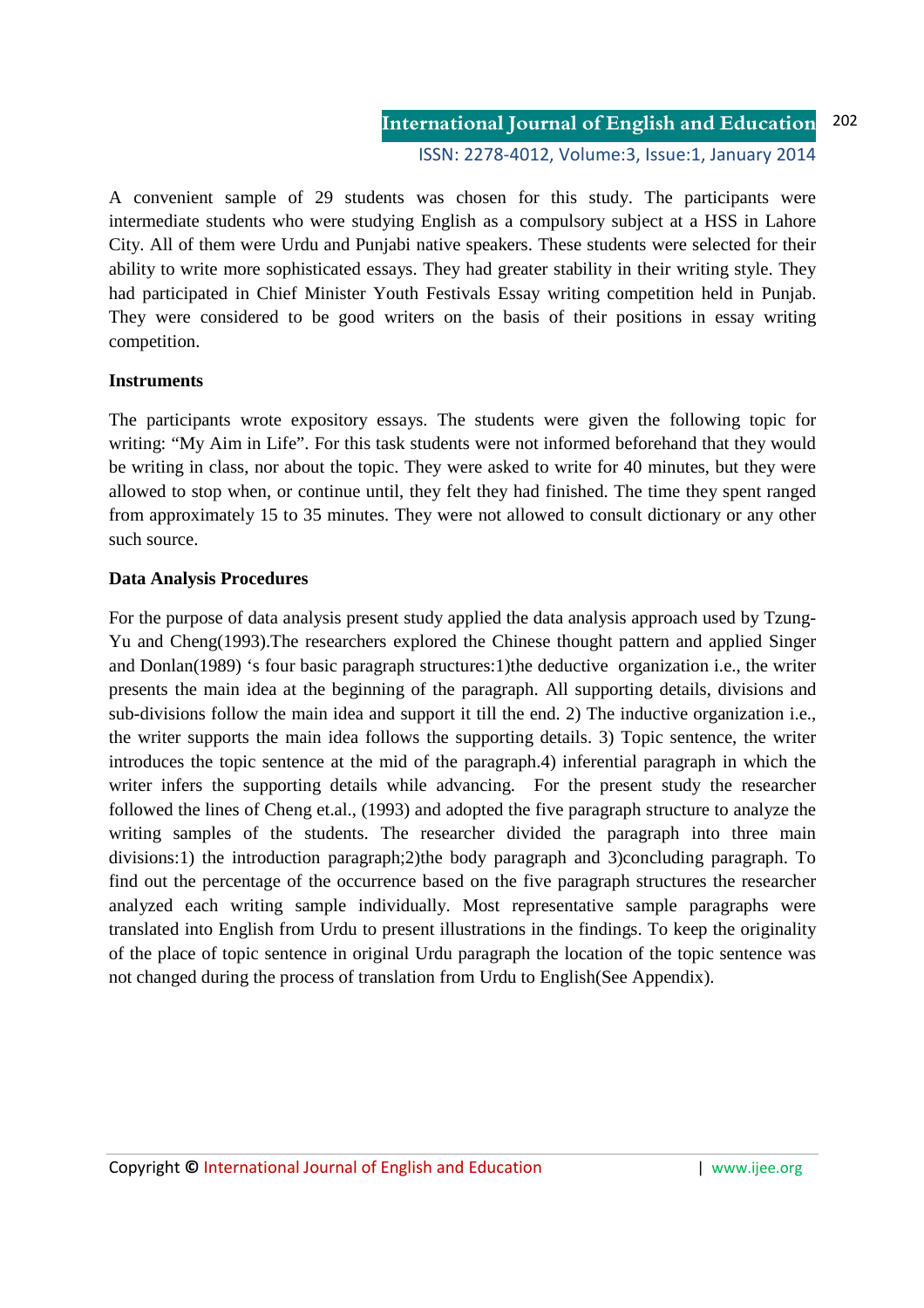A convenient sample of 29 students was chosen for this study. The participants were intermediate students who were studying English as a compulsory subject at a HSS in Lahore City. All of them were Urdu and Punjabi native speakers. These students were selected for their ability to write more sophisticated essays. They had greater stability in their writing style. They had participated in Chief Minister Youth Festivals Essay writing competition held in Punjab. They were considered to be good writers on the basis of their positions in essay writing competition.

**Instruments**

The participants wrote expository essays. The students were given the following topic for writing: "My Aim in Life". For this task students were not informed beforehand that they would be writing in class, nor about the topic. They were asked to write for 40 minutes, but they were allowed to stop when, or continue until, they felt they had finished. The time they spent ranged from approximately 15 to 35 minutes. They were not allowed to consult dictionary or any other such source.

**Data Analysis Procedures**

For the purpose of data analysis present study applied the data analysis approach used by Tzung-Yu and Cheng(1993).The researchers explored the Chinese thought pattern and applied Singer and Donlan(1989) 's four basic paragraph structures:1)the deductive organization i.e., the writer presents the main idea at the beginning of the paragraph. All supporting details, divisions and sub-divisions follow the main idea and support it till the end. 2) The inductive organization i.e., the writer supports the main idea follows the supporting details. 3) Topic sentence, the writer introduces the topic sentence at the mid of the paragraph.4) inferential paragraph in which the writer infers the supporting details while advancing. For the present study the researcher followed the lines of Cheng et.al., (1993) and adopted the five paragraph structure to analyze the writing samples of the students. The researcher divided the paragraph into three main divisions:1) the introduction paragraph;2)the body paragraph and 3)concluding paragraph. To find out the percentage of the occurrence based on the five paragraph structures the researcher analyzed each writing sample individually. Most representative sample paragraphs were translated into English from Urdu to present illustrations in the findings. To keep the originality of the place of topic sentence in original Urdu paragraph the location of the topic sentence was not changed during the process of translation from Urdu to English(See Appendix).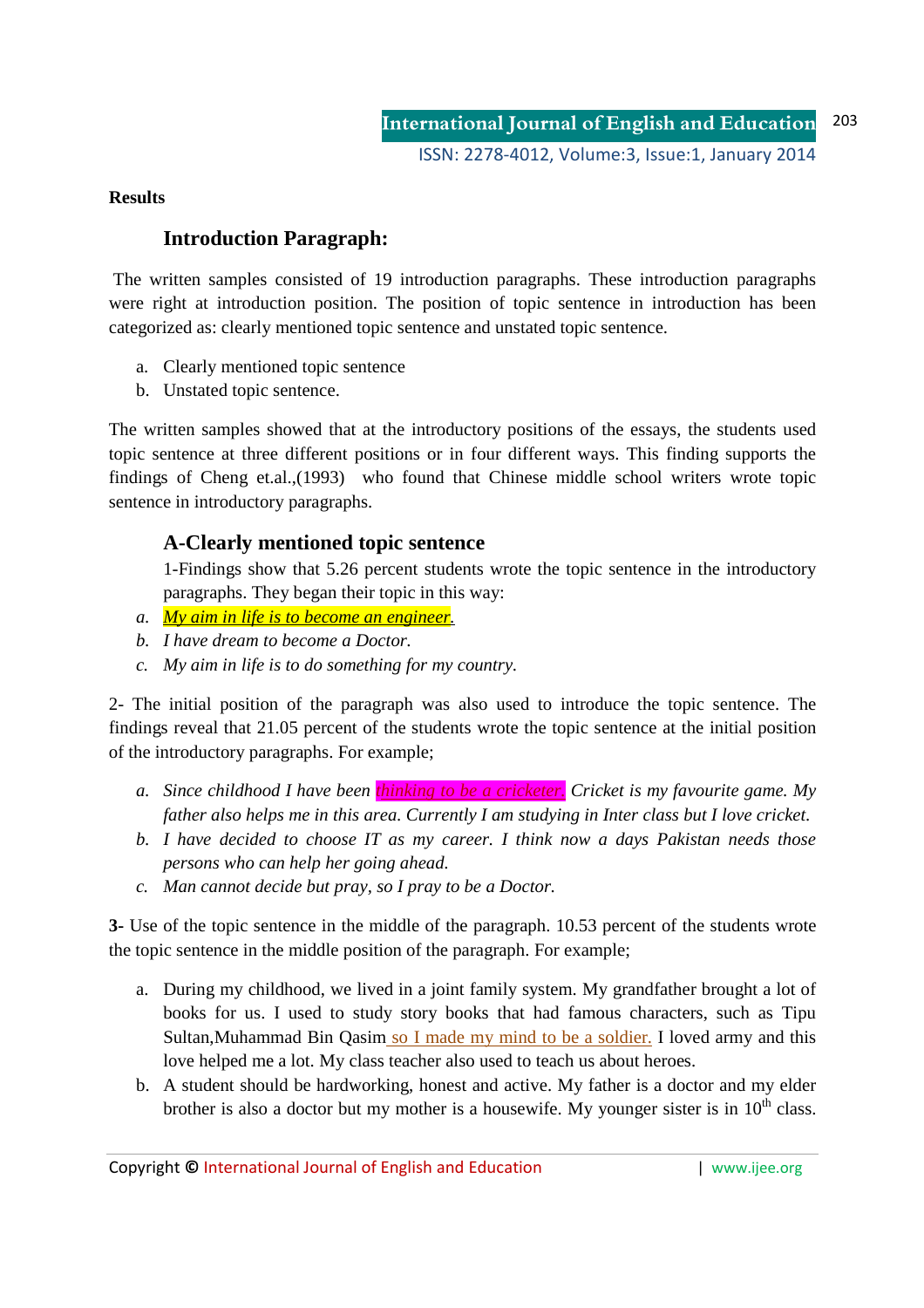**Results**

## Introduction Paragraph:

The written samples consisted of 19 introduction paragraphs. These introduction paragraphs were right at introduction position. The position of topic sentence in introduction has been categorized as: clearly mentioned topic sentence and unstated topic sentence.

a. Clearly mentioned topic sentence
b. Unstated topic sentence.

The written samples showed that at the introductory positions of the essays, the students used topic sentence at three different positions or in four different ways. This finding supports the findings of Cheng et.al.,(1993) who found that Chinese middle school writers wrote topic sentence in introductory paragraphs.

### A-Clearly mentioned topic sentence

1-Findings show that 5.26 percent students wrote the topic sentence in the introductory paragraphs. They began their topic in this way:

*a. My aim in life is to become an engineer.*
*b. I have dream to become a Doctor.*
*c. My aim in life is to do something for my country.*

2- The initial position of the paragraph was also used to introduce the topic sentence. The findings reveal that 21.05 percent of the students wrote the topic sentence at the initial position of the introductory paragraphs. For example;

*a. Since childhood I have been thinking to be a cricketer. Cricket is my favourite game. My father also helps me in this area. Currently I am studying in Inter class but I love cricket.*
*b. I have decided to choose IT as my career. I think now a days Pakistan needs those persons who can help her going ahead.*
*c. Man cannot decide but pray, so I pray to be a Doctor.*

**3-** Use of the topic sentence in the middle of the paragraph. 10.53 percent of the students wrote the topic sentence in the middle position of the paragraph. For example;

a. During my childhood, we lived in a joint family system. My grandfather brought a lot of books for us. I used to study story books that had famous characters, such as Tipu Sultan,Muhammad Bin Qasim so I made my mind to be a soldier. I loved army and this love helped me a lot. My class teacher also used to teach us about heroes.
b. A student should be hardworking, honest and active. My father is a doctor and my elder brother is also a doctor but my mother is a housewife. My younger sister is in 10th class.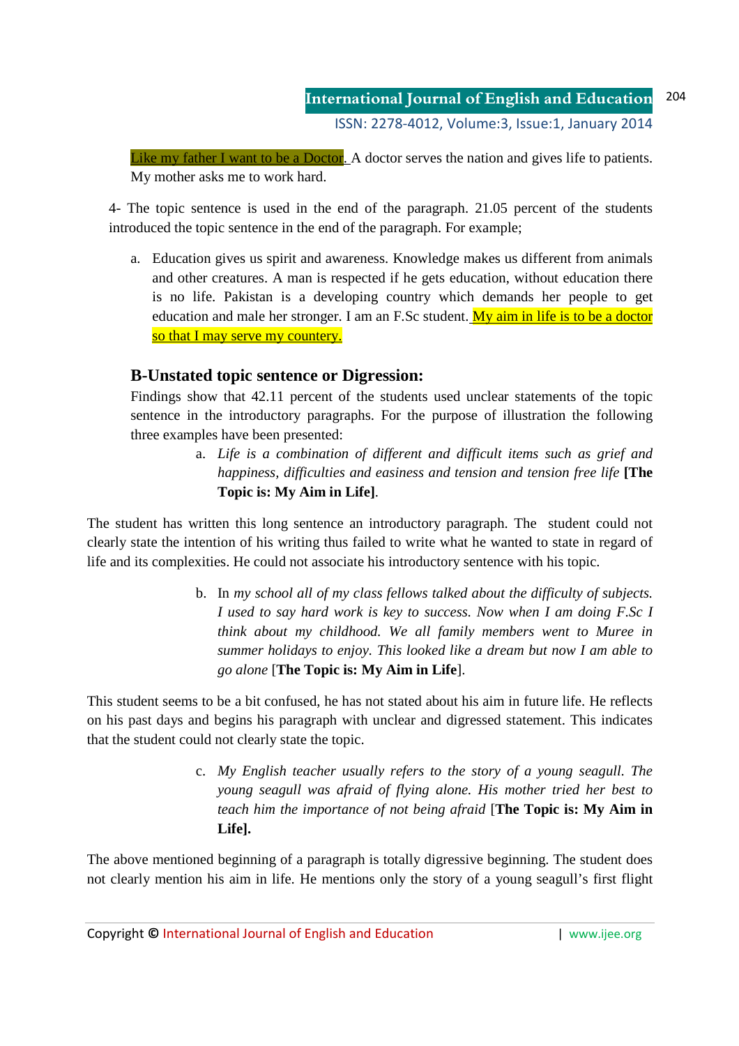Like my father I want to be a Doctor. A doctor serves the nation and gives life to patients. My mother asks me to work hard.

4- The topic sentence is used in the end of the paragraph. 21.05 percent of the students introduced the topic sentence in the end of the paragraph. For example;

a. Education gives us spirit and awareness. Knowledge makes us different from animals and other creatures. A man is respected if he gets education, without education there is no life. Pakistan is a developing country which demands her people to get education and male her stronger. I am an F.Sc student. My aim in life is to be a doctor so that I may serve my country.

### B-Unstated topic sentence or Digression:

Findings show that 42.11 percent of the students used unclear statements of the topic sentence in the introductory paragraphs. For the purpose of illustration the following three examples have been presented:

a. *Life is a combination of different and difficult items such as grief and happiness, difficulties and easiness and tension and tension free life* **[The Topic is: My Aim in Life]**.

The student has written this long sentence an introductory paragraph. The student could not clearly state the intention of his writing thus failed to write what he wanted to state in regard of life and its complexities. He could not associate his introductory sentence with his topic.

b. In *my school all of my class fellows talked about the difficulty of subjects. I used to say hard work is key to success. Now when I am doing F.Sc I think about my childhood. We all family members went to Muree in summer holidays to enjoy. This looked like a dream but now I am able to go alone* [**The Topic is: My Aim in Life**].

This student seems to be a bit confused, he has not stated about his aim in future life. He reflects on his past days and begins his paragraph with unclear and digressed statement. This indicates that the student could not clearly state the topic.

c. *My English teacher usually refers to the story of a young seagull. The young seagull was afraid of flying alone. His mother tried her best to teach him the importance of not being afraid* [**The Topic is: My Aim in Life].**

The above mentioned beginning of a paragraph is totally digressive beginning. The student does not clearly mention his aim in life. He mentions only the story of a young seagull's first flight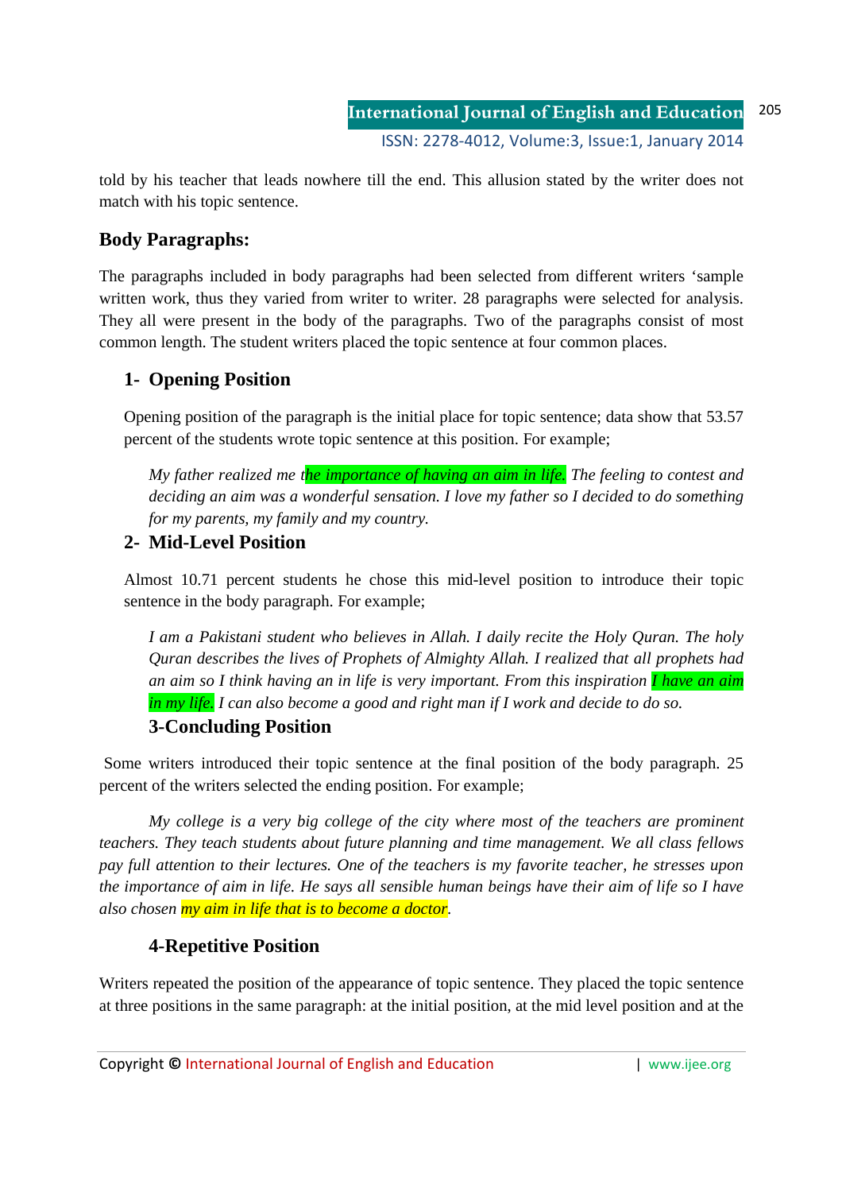told by his teacher that leads nowhere till the end. This allusion stated by the writer does not match with his topic sentence.

## Body Paragraphs:

The paragraphs included in body paragraphs had been selected from different writers ‘sample written work, thus they varied from writer to writer. 28 paragraphs were selected for analysis. They all were present in the body of the paragraphs. Two of the paragraphs consist of most common length. The student writers placed the topic sentence at four common places.

### 1- Opening Position

Opening position of the paragraph is the initial place for topic sentence; data show that 53.57 percent of the students wrote topic sentence at this position. For example;

*My father realized me the importance of having an aim in life. The feeling to contest and deciding an aim was a wonderful sensation. I love my father so I decided to do something for my parents, my family and my country.*

### 2- Mid-Level Position

Almost 10.71 percent students he chose this mid-level position to introduce their topic sentence in the body paragraph. For example;

*I am a Pakistani student who believes in Allah. I daily recite the Holy Quran. The holy Quran describes the lives of Prophets of Almighty Allah. I realized that all prophets had an aim so I think having an in life is very important. From this inspiration I have an aim in my life. I can also become a good and right man if I work and decide to do so.*

### 3-Concluding Position

Some writers introduced their topic sentence at the final position of the body paragraph. 25 percent of the writers selected the ending position. For example;

*My college is a very big college of the city where most of the teachers are prominent teachers. They teach students about future planning and time management. We all class fellows pay full attention to their lectures. One of the teachers is my favorite teacher, he stresses upon the importance of aim in life. He says all sensible human beings have their aim of life so I have also chosen my aim in life that is to become a doctor.*

### 4-Repetitive Position

Writers repeated the position of the appearance of topic sentence. They placed the topic sentence at three positions in the same paragraph: at the initial position, at the mid level position and at the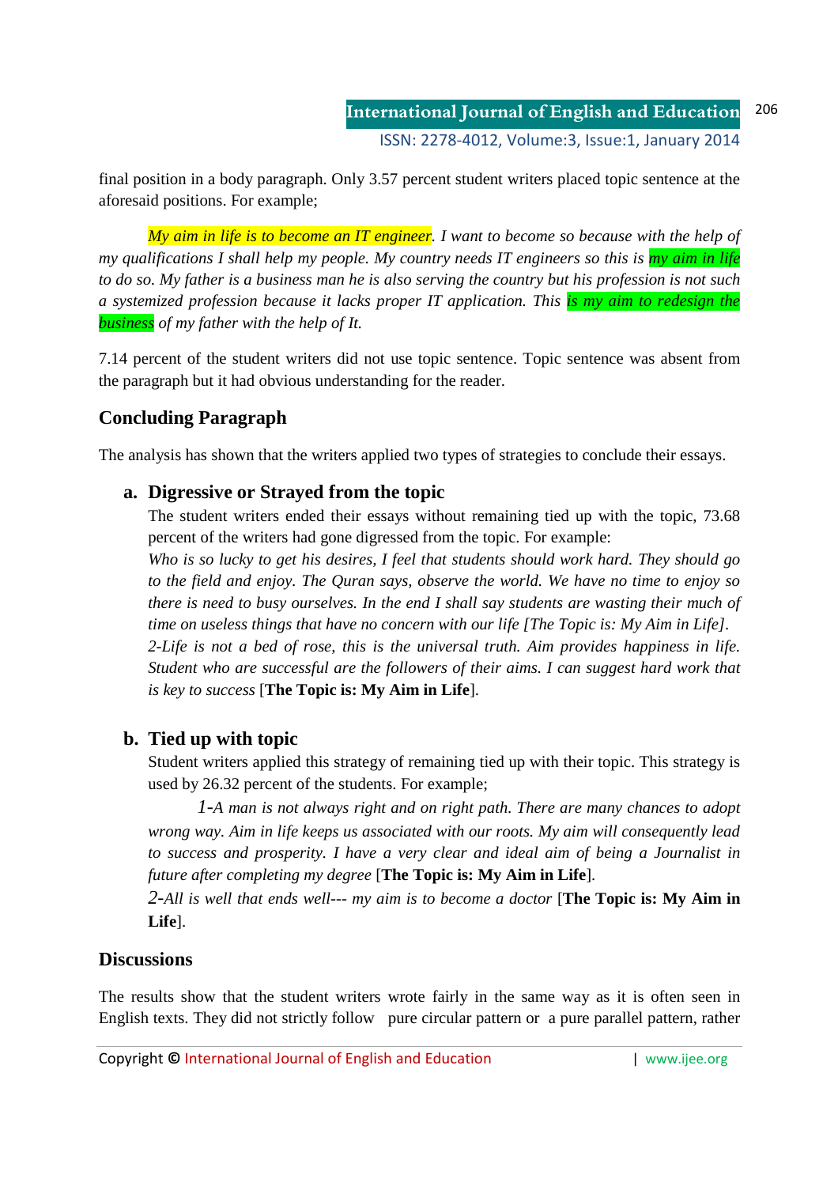final position in a body paragraph. Only 3.57 percent student writers placed topic sentence at the aforesaid positions. For example;

*My aim in life is to become an IT engineer. I want to become so because with the help of my qualifications I shall help my people. My country needs IT engineers so this is my aim in life to do so. My father is a business man he is also serving the country but his profession is not such a systemized profession because it lacks proper IT application. This is my aim to redesign the business of my father with the help of It.*

7.14 percent of the student writers did not use topic sentence. Topic sentence was absent from the paragraph but it had obvious understanding for the reader.

## Concluding Paragraph

The analysis has shown that the writers applied two types of strategies to conclude their essays.

### a. Digressive or Strayed from the topic

The student writers ended their essays without remaining tied up with the topic, 73.68 percent of the writers had gone digressed from the topic. For example:

*Who is so lucky to get his desires, I feel that students should work hard. They should go to the field and enjoy. The Quran says, observe the world. We have no time to enjoy so there is need to busy ourselves. In the end I shall say students are wasting their much of time on useless things that have no concern with our life [The Topic is: My Aim in Life].*

*2-Life is not a bed of rose, this is the universal truth. Aim provides happiness in life. Student who are successful are the followers of their aims. I can suggest hard work that is key to success* [**The Topic is: My Aim in Life**].

### b. Tied up with topic

Student writers applied this strategy of remaining tied up with their topic. This strategy is used by 26.32 percent of the students. For example;

*1-A man is not always right and on right path. There are many chances to adopt wrong way. Aim in life keeps us associated with our roots. My aim will consequently lead to success and prosperity. I have a very clear and ideal aim of being a Journalist in future after completing my degree* [**The Topic is: My Aim in Life**].

*2-All is well that ends well--- my aim is to become a doctor* [**The Topic is: My Aim in Life**].

## Discussions

The results show that the student writers wrote fairly in the same way as it is often seen in English texts. They did not strictly follow pure circular pattern or a pure parallel pattern, rather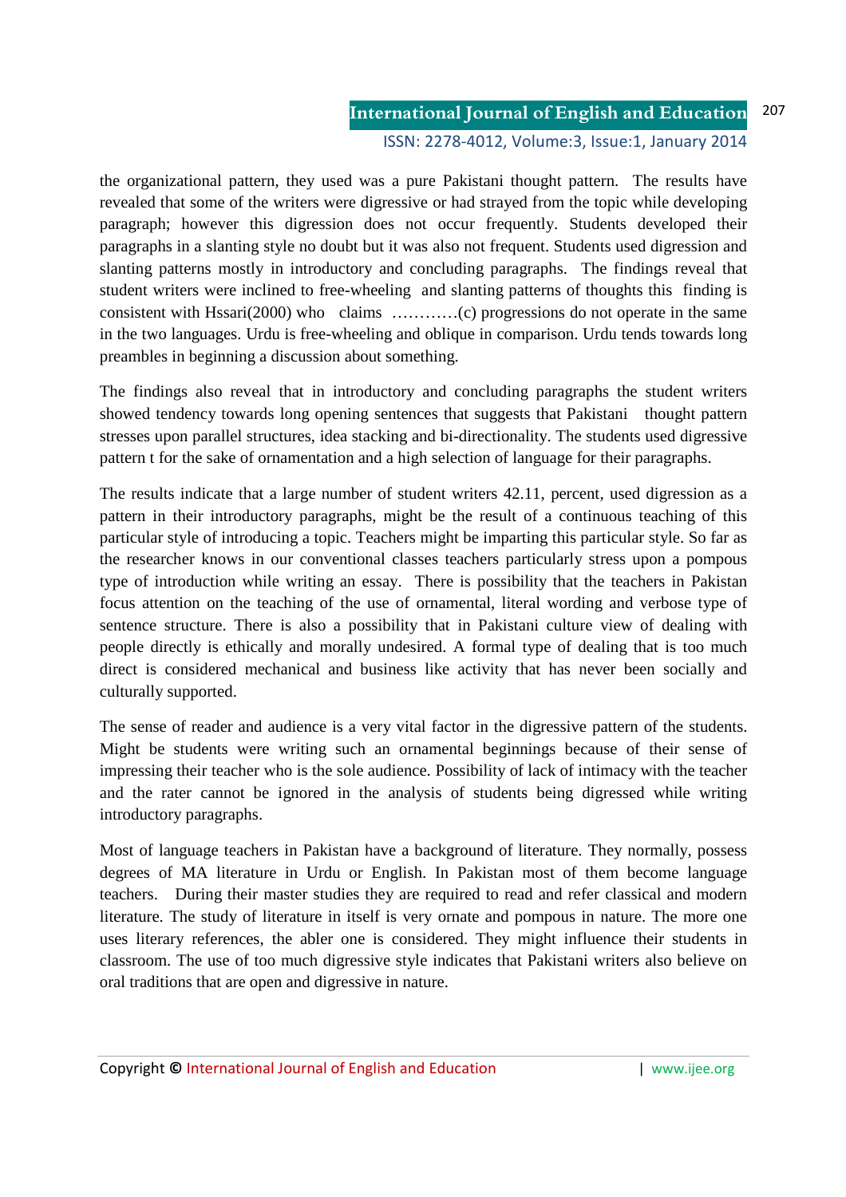the organizational pattern, they used was a pure Pakistani thought pattern. The results have revealed that some of the writers were digressive or had strayed from the topic while developing paragraph; however this digression does not occur frequently. Students developed their paragraphs in a slanting style no doubt but it was also not frequent. Students used digression and slanting patterns mostly in introductory and concluding paragraphs. The findings reveal that student writers were inclined to free-wheeling and slanting patterns of thoughts this finding is consistent with Hssari(2000) who claims …………(c) progressions do not operate in the same in the two languages. Urdu is free-wheeling and oblique in comparison. Urdu tends towards long preambles in beginning a discussion about something.

The findings also reveal that in introductory and concluding paragraphs the student writers showed tendency towards long opening sentences that suggests that Pakistani thought pattern stresses upon parallel structures, idea stacking and bi-directionality. The students used digressive pattern t for the sake of ornamentation and a high selection of language for their paragraphs.

The results indicate that a large number of student writers 42.11, percent, used digression as a pattern in their introductory paragraphs, might be the result of a continuous teaching of this particular style of introducing a topic. Teachers might be imparting this particular style. So far as the researcher knows in our conventional classes teachers particularly stress upon a pompous type of introduction while writing an essay. There is possibility that the teachers in Pakistan focus attention on the teaching of the use of ornamental, literal wording and verbose type of sentence structure. There is also a possibility that in Pakistani culture view of dealing with people directly is ethically and morally undesired. A formal type of dealing that is too much direct is considered mechanical and business like activity that has never been socially and culturally supported.

The sense of reader and audience is a very vital factor in the digressive pattern of the students. Might be students were writing such an ornamental beginnings because of their sense of impressing their teacher who is the sole audience. Possibility of lack of intimacy with the teacher and the rater cannot be ignored in the analysis of students being digressed while writing introductory paragraphs.

Most of language teachers in Pakistan have a background of literature. They normally, possess degrees of MA literature in Urdu or English. In Pakistan most of them become language teachers. During their master studies they are required to read and refer classical and modern literature. The study of literature in itself is very ornate and pompous in nature. The more one uses literary references, the abler one is considered. They might influence their students in classroom. The use of too much digressive style indicates that Pakistani writers also believe on oral traditions that are open and digressive in nature.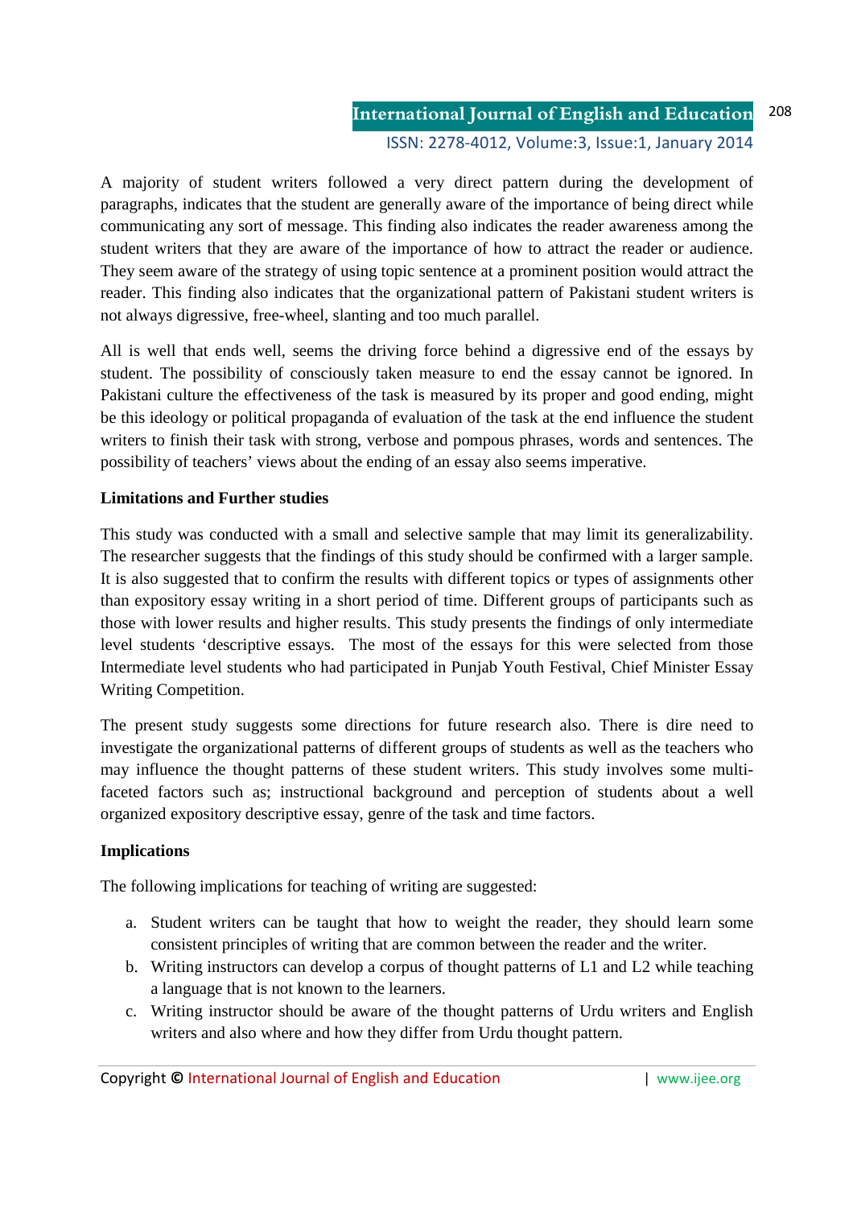A majority of student writers followed a very direct pattern during the development of paragraphs, indicates that the student are generally aware of the importance of being direct while communicating any sort of message. This finding also indicates the reader awareness among the student writers that they are aware of the importance of how to attract the reader or audience. They seem aware of the strategy of using topic sentence at a prominent position would attract the reader. This finding also indicates that the organizational pattern of Pakistani student writers is not always digressive, free-wheel, slanting and too much parallel.

All is well that ends well, seems the driving force behind a digressive end of the essays by student. The possibility of consciously taken measure to end the essay cannot be ignored. In Pakistani culture the effectiveness of the task is measured by its proper and good ending, might be this ideology or political propaganda of evaluation of the task at the end influence the student writers to finish their task with strong, verbose and pompous phrases, words and sentences. The possibility of teachers' views about the ending of an essay also seems imperative.

**Limitations and Further studies**

This study was conducted with a small and selective sample that may limit its generalizability. The researcher suggests that the findings of this study should be confirmed with a larger sample. It is also suggested that to confirm the results with different topics or types of assignments other than expository essay writing in a short period of time. Different groups of participants such as those with lower results and higher results. This study presents the findings of only intermediate level students 'descriptive essays. The most of the essays for this were selected from those Intermediate level students who had participated in Punjab Youth Festival, Chief Minister Essay Writing Competition.

The present study suggests some directions for future research also. There is dire need to investigate the organizational patterns of different groups of students as well as the teachers who may influence the thought patterns of these student writers. This study involves some multi-faceted factors such as; instructional background and perception of students about a well organized expository descriptive essay, genre of the task and time factors.

**Implications**

The following implications for teaching of writing are suggested:

a. Student writers can be taught that how to weight the reader, they should learn some consistent principles of writing that are common between the reader and the writer.
b. Writing instructors can develop a corpus of thought patterns of L1 and L2 while teaching a language that is not known to the learners.
c. Writing instructor should be aware of the thought patterns of Urdu writers and English writers and also where and how they differ from Urdu thought pattern.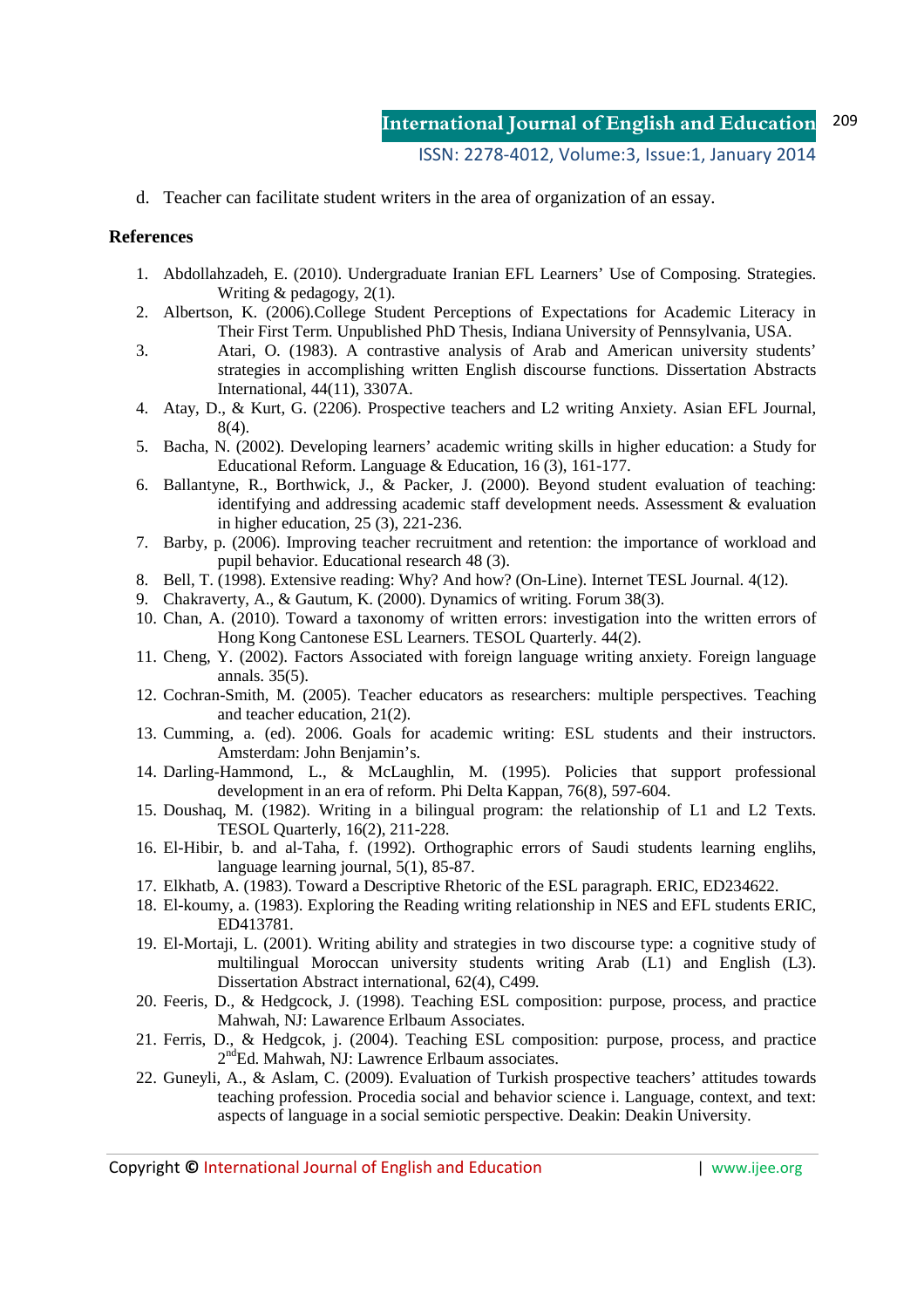d. Teacher can facilitate student writers in the area of organization of an essay.

**References**

1. Abdollahzadeh, E. (2010). Undergraduate Iranian EFL Learners' Use of Composing. Strategies. Writing & pedagogy, 2(1).
2. Albertson, K. (2006).College Student Perceptions of Expectations for Academic Literacy in Their First Term. Unpublished PhD Thesis, Indiana University of Pennsylvania, USA.
3. Atari, O. (1983). A contrastive analysis of Arab and American university students' strategies in accomplishing written English discourse functions. Dissertation Abstracts International, 44(11), 3307A.
4. Atay, D., & Kurt, G. (2206). Prospective teachers and L2 writing Anxiety. Asian EFL Journal, 8(4).
5. Bacha, N. (2002). Developing learners' academic writing skills in higher education: a Study for Educational Reform. Language & Education, 16 (3), 161-177.
6. Ballantyne, R., Borthwick, J., & Packer, J. (2000). Beyond student evaluation of teaching: identifying and addressing academic staff development needs. Assessment & evaluation in higher education, 25 (3), 221-236.
7. Barby, p. (2006). Improving teacher recruitment and retention: the importance of workload and pupil behavior. Educational research 48 (3).
8. Bell, T. (1998). Extensive reading: Why? And how? (On-Line). Internet TESL Journal. 4(12).
9. Chakraverty, A., & Gautum, K. (2000). Dynamics of writing. Forum 38(3).
10. Chan, A. (2010). Toward a taxonomy of written errors: investigation into the written errors of Hong Kong Cantonese ESL Learners. TESOL Quarterly. 44(2).
11. Cheng, Y. (2002). Factors Associated with foreign language writing anxiety. Foreign language annals. 35(5).
12. Cochran-Smith, M. (2005). Teacher educators as researchers: multiple perspectives. Teaching and teacher education, 21(2).
13. Cumming, a. (ed). 2006. Goals for academic writing: ESL students and their instructors. Amsterdam: John Benjamin's.
14. Darling-Hammond, L., & McLaughlin, M. (1995). Policies that support professional development in an era of reform. Phi Delta Kappan, 76(8), 597-604.
15. Doushaq, M. (1982). Writing in a bilingual program: the relationship of L1 and L2 Texts. TESOL Quarterly, 16(2), 211-228.
16. El-Hibir, b. and al-Taha, f. (1992). Orthographic errors of Saudi students learning englihs, language learning journal, 5(1), 85-87.
17. Elkhatb, A. (1983). Toward a Descriptive Rhetoric of the ESL paragraph. ERIC, ED234622.
18. El-koumy, a. (1983). Exploring the Reading writing relationship in NES and EFL students ERIC, ED413781.
19. El-Mortaji, L. (2001). Writing ability and strategies in two discourse type: a cognitive study of multilingual Moroccan university students writing Arab (L1) and English (L3). Dissertation Abstract international, 62(4), C499.
20. Feeris, D., & Hedgcock, J. (1998). Teaching ESL composition: purpose, process, and practice Mahwah, NJ: Lawarence Erlbaum Associates.
21. Ferris, D., & Hedgcok, j. (2004). Teaching ESL composition: purpose, process, and practice 2nd Ed. Mahwah, NJ: Lawrence Erlbaum associates.
22. Guneyli, A., & Aslam, C. (2009). Evaluation of Turkish prospective teachers' attitudes towards teaching profession. Procedia social and behavior science i. Language, context, and text: aspects of language in a social semiotic perspective. Deakin: Deakin University.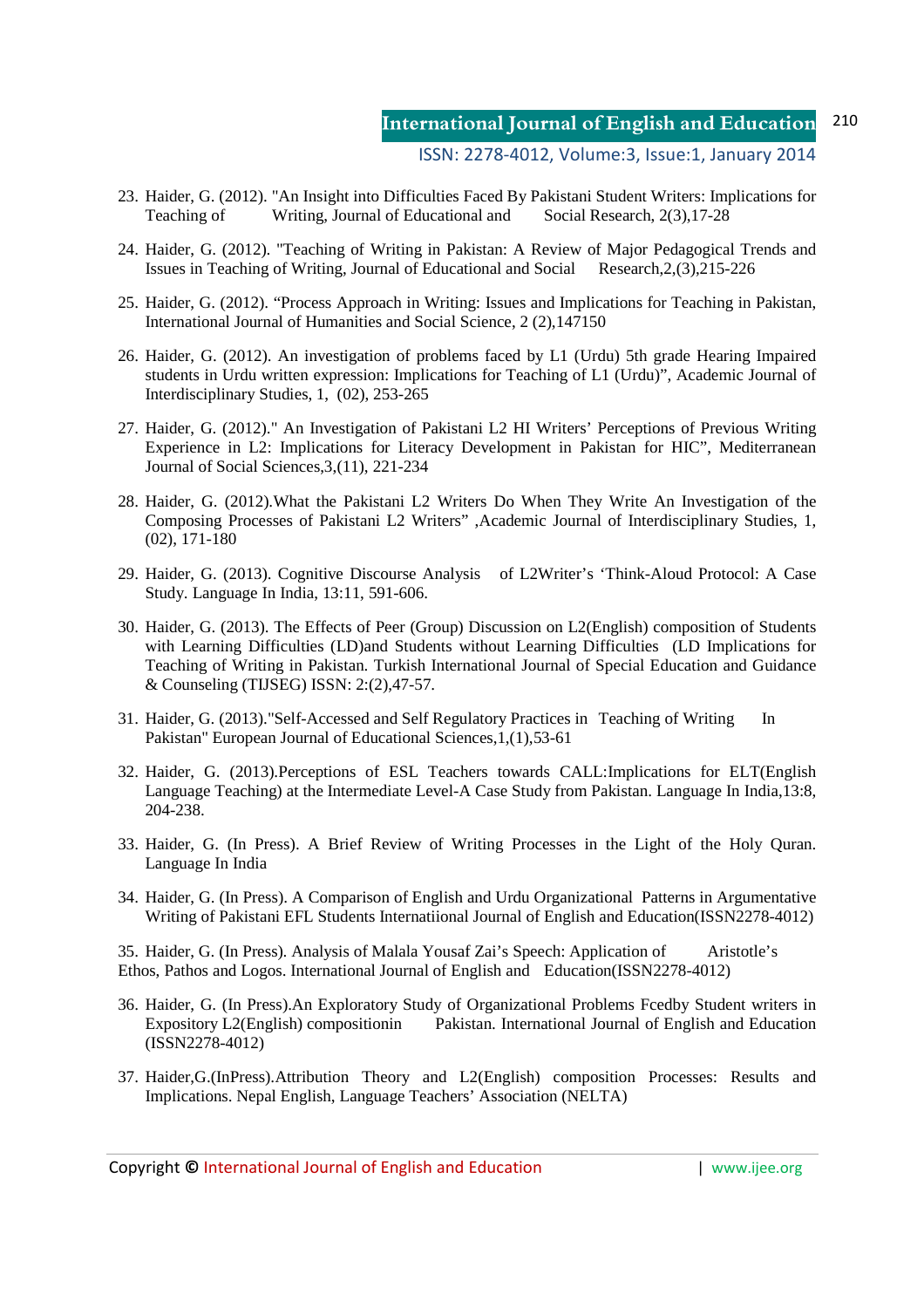23. Haider, G. (2012). "An Insight into Difficulties Faced By Pakistani Student Writers: Implications for Teaching of Writing, Journal of Educational and Social Research, 2(3),17-28

24. Haider, G. (2012). "Teaching of Writing in Pakistan: A Review of Major Pedagogical Trends and Issues in Teaching of Writing, Journal of Educational and Social Research,2,(3),215-226

25. Haider, G. (2012). "Process Approach in Writing: Issues and Implications for Teaching in Pakistan, International Journal of Humanities and Social Science, 2 (2),147150

26. Haider, G. (2012). An investigation of problems faced by L1 (Urdu) 5th grade Hearing Impaired students in Urdu written expression: Implications for Teaching of L1 (Urdu)", Academic Journal of Interdisciplinary Studies, 1, (02), 253-265

27. Haider, G. (2012)." An Investigation of Pakistani L2 HI Writers' Perceptions of Previous Writing Experience in L2: Implications for Literacy Development in Pakistan for HIC", Mediterranean Journal of Social Sciences,3,(11), 221-234

28. Haider, G. (2012).What the Pakistani L2 Writers Do When They Write An Investigation of the Composing Processes of Pakistani L2 Writers" ,Academic Journal of Interdisciplinary Studies, 1, (02), 171-180

29. Haider, G. (2013). Cognitive Discourse Analysis of L2Writer's 'Think-Aloud Protocol: A Case Study. Language In India, 13:11, 591-606.

30. Haider, G. (2013). The Effects of Peer (Group) Discussion on L2(English) composition of Students with Learning Difficulties (LD)and Students without Learning Difficulties (LD Implications for Teaching of Writing in Pakistan. Turkish International Journal of Special Education and Guidance & Counseling (TIJSEG) ISSN: 2:(2),47-57.

31. Haider, G. (2013)."Self-Accessed and Self Regulatory Practices in Teaching of Writing In Pakistan" European Journal of Educational Sciences,1,(1),53-61

32. Haider, G. (2013).Perceptions of ESL Teachers towards CALL:Implications for ELT(English Language Teaching) at the Intermediate Level-A Case Study from Pakistan. Language In India,13:8, 204-238.

33. Haider, G. (In Press). A Brief Review of Writing Processes in the Light of the Holy Quran. Language In India

34. Haider, G. (In Press). A Comparison of English and Urdu Organizational Patterns in Argumentative Writing of Pakistani EFL Students Internatiional Journal of English and Education(ISSN2278-4012)

35. Haider, G. (In Press). Analysis of Malala Yousaf Zai's Speech: Application of Aristotle's Ethos, Pathos and Logos. International Journal of English and Education(ISSN2278-4012)

36. Haider, G. (In Press).An Exploratory Study of Organizational Problems Fcedby Student writers in Expository L2(English) compositionin Pakistan. International Journal of English and Education (ISSN2278-4012)

37. Haider,G.(InPress).Attribution Theory and L2(English) composition Processes: Results and Implications. Nepal English, Language Teachers' Association (NELTA)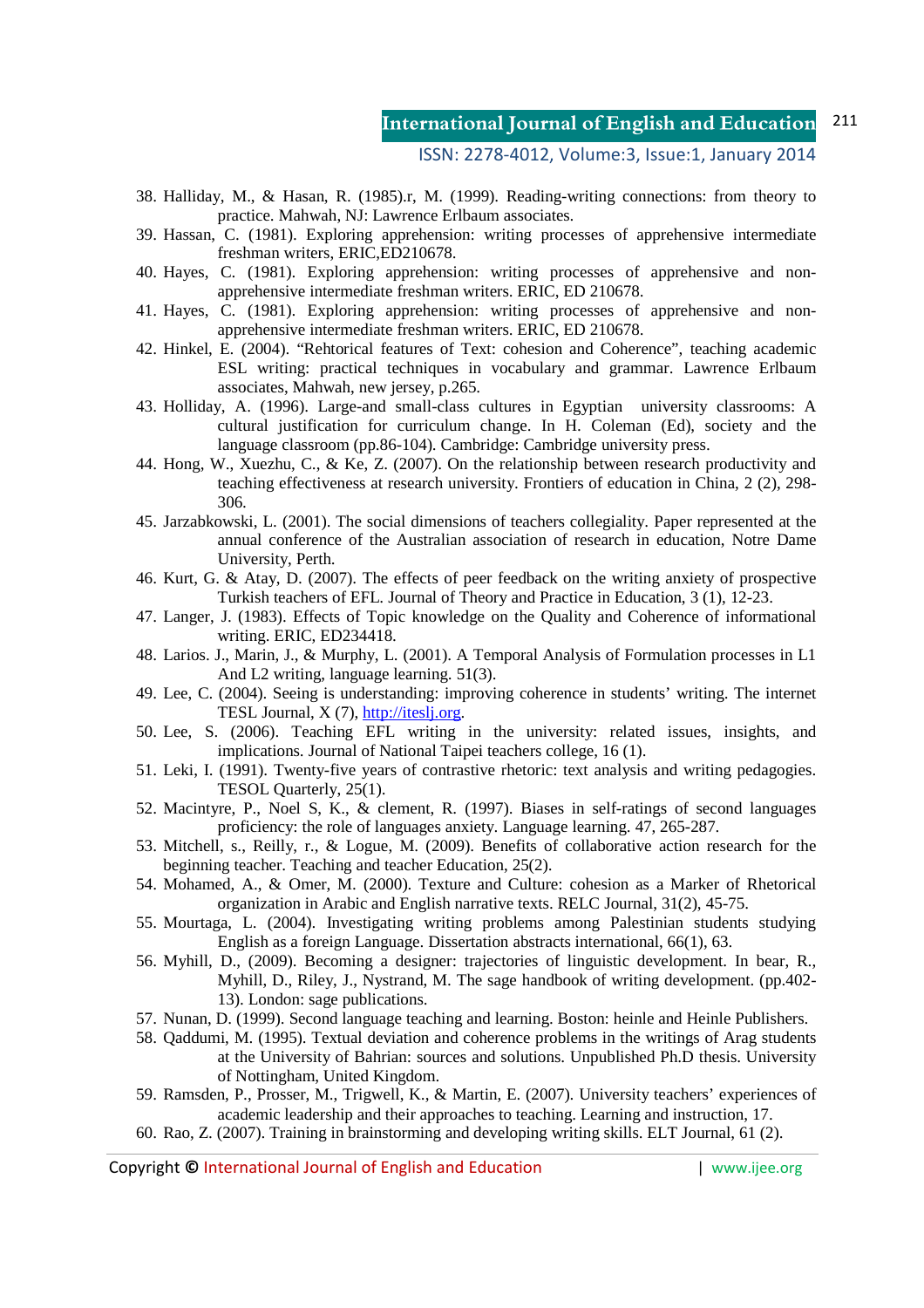38. Halliday, M., & Hasan, R. (1985).r, M. (1999). Reading-writing connections: from theory to practice. Mahwah, NJ: Lawrence Erlbaum associates.
39. Hassan, C. (1981). Exploring apprehension: writing processes of apprehensive intermediate freshman writers, ERIC,ED210678.
40. Hayes, C. (1981). Exploring apprehension: writing processes of apprehensive and non-apprehensive intermediate freshman writers. ERIC, ED 210678.
41. Hayes, C. (1981). Exploring apprehension: writing processes of apprehensive and non-apprehensive intermediate freshman writers. ERIC, ED 210678.
42. Hinkel, E. (2004). "Rehtorical features of Text: cohesion and Coherence", teaching academic ESL writing: practical techniques in vocabulary and grammar. Lawrence Erlbaum associates, Mahwah, new jersey, p.265.
43. Holliday, A. (1996). Large-and small-class cultures in Egyptian university classrooms: A cultural justification for curriculum change. In H. Coleman (Ed), society and the language classroom (pp.86-104). Cambridge: Cambridge university press.
44. Hong, W., Xuezhu, C., & Ke, Z. (2007). On the relationship between research productivity and teaching effectiveness at research university. Frontiers of education in China, 2 (2), 298-306.
45. Jarzabkowski, L. (2001). The social dimensions of teachers collegiality. Paper represented at the annual conference of the Australian association of research in education, Notre Dame University, Perth.
46. Kurt, G. & Atay, D. (2007). The effects of peer feedback on the writing anxiety of prospective Turkish teachers of EFL. Journal of Theory and Practice in Education, 3 (1), 12-23.
47. Langer, J. (1983). Effects of Topic knowledge on the Quality and Coherence of informational writing. ERIC, ED234418.
48. Larios. J., Marin, J., & Murphy, L. (2001). A Temporal Analysis of Formulation processes in L1 And L2 writing, language learning. 51(3).
49. Lee, C. (2004). Seeing is understanding: improving coherence in students' writing. The internet TESL Journal, X (7), http://iteslj.org.
50. Lee, S. (2006). Teaching EFL writing in the university: related issues, insights, and implications. Journal of National Taipei teachers college, 16 (1).
51. Leki, I. (1991). Twenty-five years of contrastive rhetoric: text analysis and writing pedagogies. TESOL Quarterly, 25(1).
52. Macintyre, P., Noel S, K., & clement, R. (1997). Biases in self-ratings of second languages proficiency: the role of languages anxiety. Language learning. 47, 265-287.
53. Mitchell, s., Reilly, r., & Logue, M. (2009). Benefits of collaborative action research for the beginning teacher. Teaching and teacher Education, 25(2).
54. Mohamed, A., & Omer, M. (2000). Texture and Culture: cohesion as a Marker of Rhetorical organization in Arabic and English narrative texts. RELC Journal, 31(2), 45-75.
55. Mourtaga, L. (2004). Investigating writing problems among Palestinian students studying English as a foreign Language. Dissertation abstracts international, 66(1), 63.
56. Myhill, D., (2009). Becoming a designer: trajectories of linguistic development. In bear, R., Myhill, D., Riley, J., Nystrand, M. The sage handbook of writing development. (pp.402-13). London: sage publications.
57. Nunan, D. (1999). Second language teaching and learning. Boston: heinle and Heinle Publishers.
58. Qaddumi, M. (1995). Textual deviation and coherence problems in the writings of Arag students at the University of Bahrian: sources and solutions. Unpublished Ph.D thesis. University of Nottingham, United Kingdom.
59. Ramsden, P., Prosser, M., Trigwell, K., & Martin, E. (2007). University teachers' experiences of academic leadership and their approaches to teaching. Learning and instruction, 17.
60. Rao, Z. (2007). Training in brainstorming and developing writing skills. ELT Journal, 61 (2).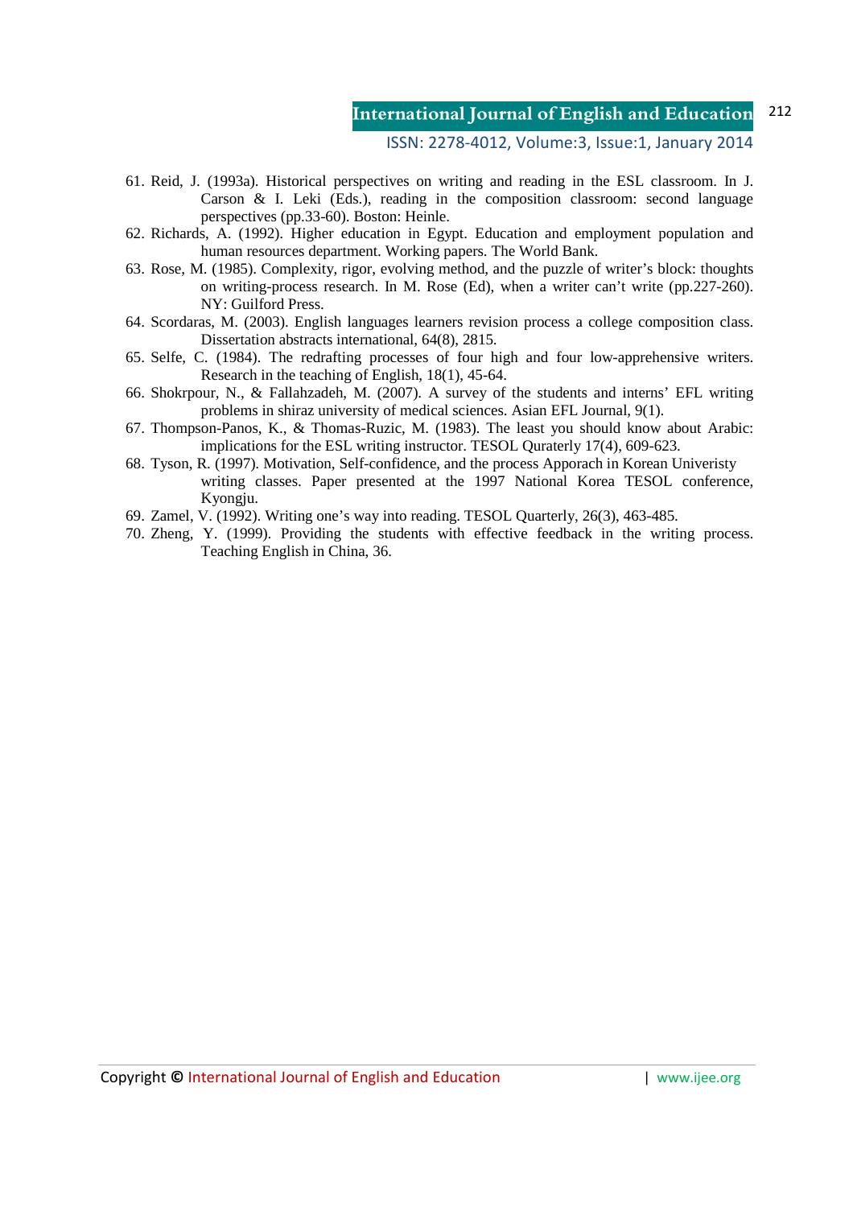61. Reid, J. (1993a). Historical perspectives on writing and reading in the ESL classroom. In J. Carson & I. Leki (Eds.), reading in the composition classroom: second language perspectives (pp.33-60). Boston: Heinle.
62. Richards, A. (1992). Higher education in Egypt. Education and employment population and human resources department. Working papers. The World Bank.
63. Rose, M. (1985). Complexity, rigor, evolving method, and the puzzle of writer's block: thoughts on writing-process research. In M. Rose (Ed), when a writer can't write (pp.227-260). NY: Guilford Press.
64. Scordaras, M. (2003). English languages learners revision process a college composition class. Dissertation abstracts international, 64(8), 2815.
65. Selfe, C. (1984). The redrafting processes of four high and four low-apprehensive writers. Research in the teaching of English, 18(1), 45-64.
66. Shokrpour, N., & Fallahzadeh, M. (2007). A survey of the students and interns' EFL writing problems in shiraz university of medical sciences. Asian EFL Journal, 9(1).
67. Thompson-Panos, K., & Thomas-Ruzic, M. (1983). The least you should know about Arabic: implications for the ESL writing instructor. TESOL Quraterly 17(4), 609-623.
68. Tyson, R. (1997). Motivation, Self-confidence, and the process Apporach in Korean Univeristy writing classes. Paper presented at the 1997 National Korea TESOL conference, Kyongju.
69. Zamel, V. (1992). Writing one's way into reading. TESOL Quarterly, 26(3), 463-485.
70. Zheng, Y. (1999). Providing the students with effective feedback in the writing process. Teaching English in China, 36.